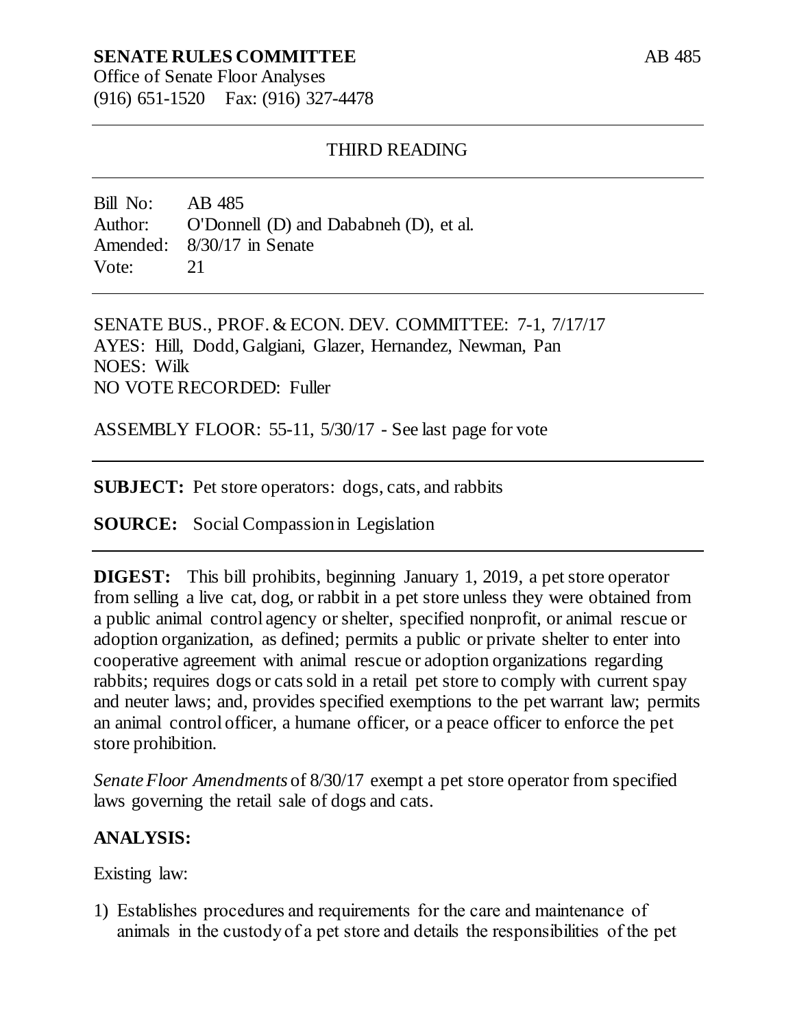**SENATE RULES COMMITTEE** AB 485

Office of Senate Floor Analyses
(916) 651-1520 Fax: (916) 327-4478

---

THIRD READING

---

Bill No: AB 485
Author: O'Donnell (D) and Dababneh (D), et al.
Amended: 8/30/17 in Senate
Vote: 21

---

SENATE BUS., PROF. & ECON. DEV. COMMITTEE: 7-1, 7/17/17
AYES: Hill, Dodd, Galgiani, Glazer, Hernandez, Newman, Pan
NOES: Wilk
NO VOTE RECORDED: Fuller

ASSEMBLY FLOOR: 55-11, 5/30/17 - See last page for vote

---

**SUBJECT:** Pet store operators: dogs, cats, and rabbits

**SOURCE:** Social Compassion in Legislation

---

**DIGEST:** This bill prohibits, beginning January 1, 2019, a pet store operator from selling a live cat, dog, or rabbit in a pet store unless they were obtained from a public animal control agency or shelter, specified nonprofit, or animal rescue or adoption organization, as defined; permits a public or private shelter to enter into cooperative agreement with animal rescue or adoption organizations regarding rabbits; requires dogs or cats sold in a retail pet store to comply with current spay and neuter laws; and, provides specified exemptions to the pet warrant law; permits an animal control officer, a humane officer, or a peace officer to enforce the pet store prohibition.

*Senate Floor Amendments* of 8/30/17 exempt a pet store operator from specified laws governing the retail sale of dogs and cats.

**ANALYSIS:**

Existing law:

1) Establishes procedures and requirements for the care and maintenance of animals in the custody of a pet store and details the responsibilities of the pet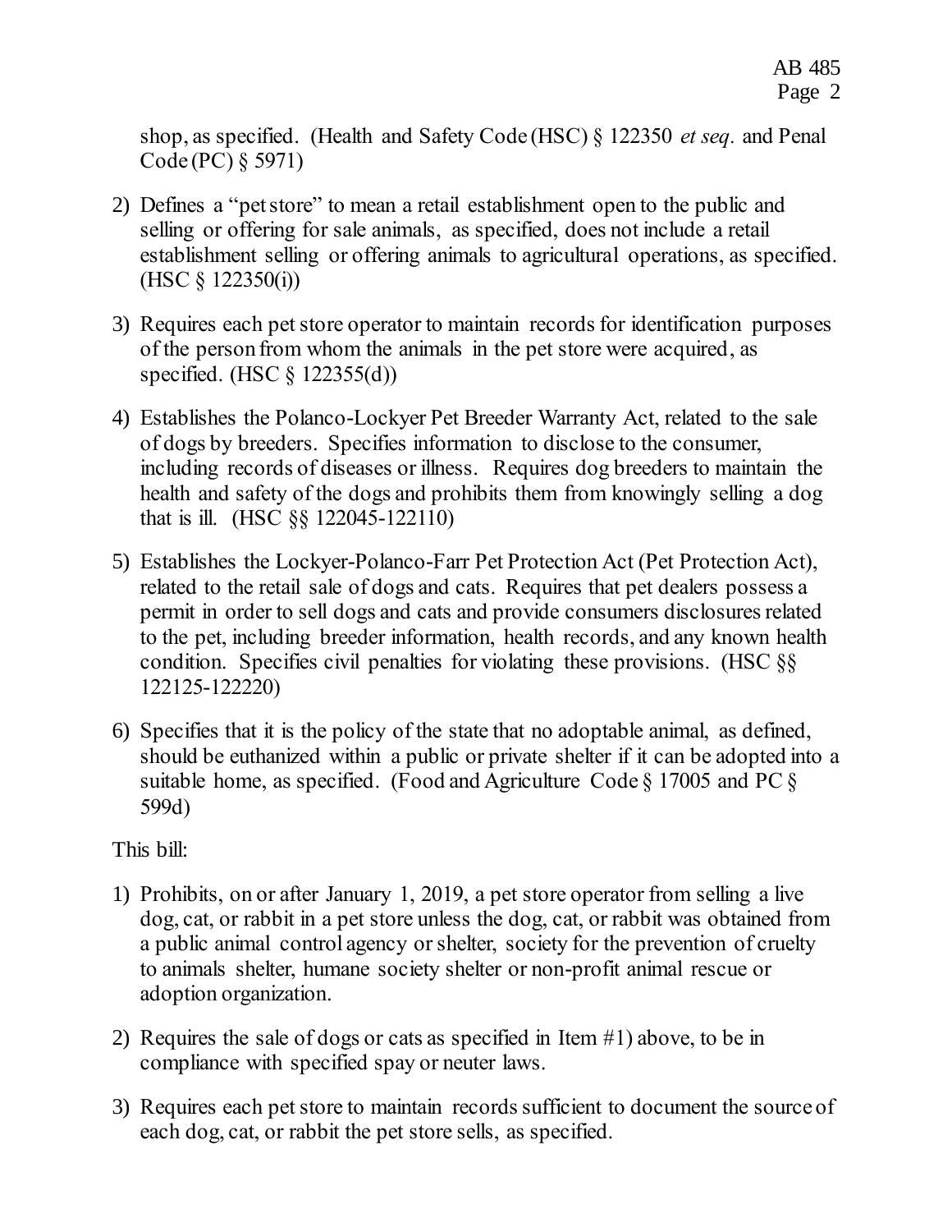shop, as specified. (Health and Safety Code (HSC) § 122350 *et seq.* and Penal Code (PC) § 5971)

2) Defines a "pet store" to mean a retail establishment open to the public and selling or offering for sale animals, as specified, does not include a retail establishment selling or offering animals to agricultural operations, as specified. (HSC § 122350(i))

3) Requires each pet store operator to maintain records for identification purposes of the person from whom the animals in the pet store were acquired, as specified. (HSC § 122355(d))

4) Establishes the Polanco-Lockyer Pet Breeder Warranty Act, related to the sale of dogs by breeders. Specifies information to disclose to the consumer, including records of diseases or illness. Requires dog breeders to maintain the health and safety of the dogs and prohibits them from knowingly selling a dog that is ill. (HSC §§ 122045-122110)

5) Establishes the Lockyer-Polanco-Farr Pet Protection Act (Pet Protection Act), related to the retail sale of dogs and cats. Requires that pet dealers possess a permit in order to sell dogs and cats and provide consumers disclosures related to the pet, including breeder information, health records, and any known health condition. Specifies civil penalties for violating these provisions. (HSC §§ 122125-122220)

6) Specifies that it is the policy of the state that no adoptable animal, as defined, should be euthanized within a public or private shelter if it can be adopted into a suitable home, as specified. (Food and Agriculture Code § 17005 and PC § 599d)

This bill:

1) Prohibits, on or after January 1, 2019, a pet store operator from selling a live dog, cat, or rabbit in a pet store unless the dog, cat, or rabbit was obtained from a public animal control agency or shelter, society for the prevention of cruelty to animals shelter, humane society shelter or non-profit animal rescue or adoption organization.

2) Requires the sale of dogs or cats as specified in Item #1) above, to be in compliance with specified spay or neuter laws.

3) Requires each pet store to maintain records sufficient to document the source of each dog, cat, or rabbit the pet store sells, as specified.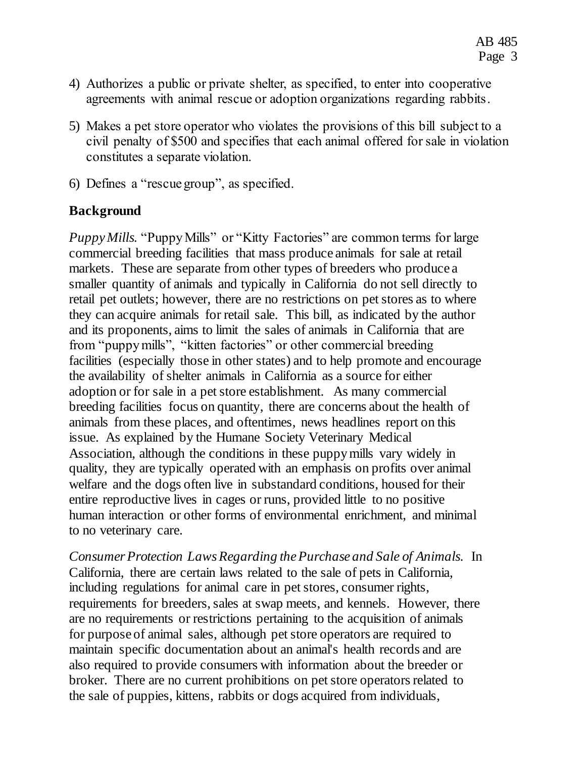4) Authorizes a public or private shelter, as specified, to enter into cooperative agreements with animal rescue or adoption organizations regarding rabbits.

5) Makes a pet store operator who violates the provisions of this bill subject to a civil penalty of $500 and specifies that each animal offered for sale in violation constitutes a separate violation.

6) Defines a "rescue group", as specified.

**Background**

*Puppy Mills.* "Puppy Mills" or "Kitty Factories" are common terms for large commercial breeding facilities that mass produce animals for sale at retail markets. These are separate from other types of breeders who produce a smaller quantity of animals and typically in California do not sell directly to retail pet outlets; however, there are no restrictions on pet stores as to where they can acquire animals for retail sale. This bill, as indicated by the author and its proponents, aims to limit the sales of animals in California that are from "puppy mills", "kitten factories" or other commercial breeding facilities (especially those in other states) and to help promote and encourage the availability of shelter animals in California as a source for either adoption or for sale in a pet store establishment. As many commercial breeding facilities focus on quantity, there are concerns about the health of animals from these places, and oftentimes, news headlines report on this issue. As explained by the Humane Society Veterinary Medical Association, although the conditions in these puppy mills vary widely in quality, they are typically operated with an emphasis on profits over animal welfare and the dogs often live in substandard conditions, housed for their entire reproductive lives in cages or runs, provided little to no positive human interaction or other forms of environmental enrichment, and minimal to no veterinary care.

*Consumer Protection Laws Regarding the Purchase and Sale of Animals.* In California, there are certain laws related to the sale of pets in California, including regulations for animal care in pet stores, consumer rights, requirements for breeders, sales at swap meets, and kennels. However, there are no requirements or restrictions pertaining to the acquisition of animals for purpose of animal sales, although pet store operators are required to maintain specific documentation about an animal's health records and are also required to provide consumers with information about the breeder or broker. There are no current prohibitions on pet store operators related to the sale of puppies, kittens, rabbits or dogs acquired from individuals,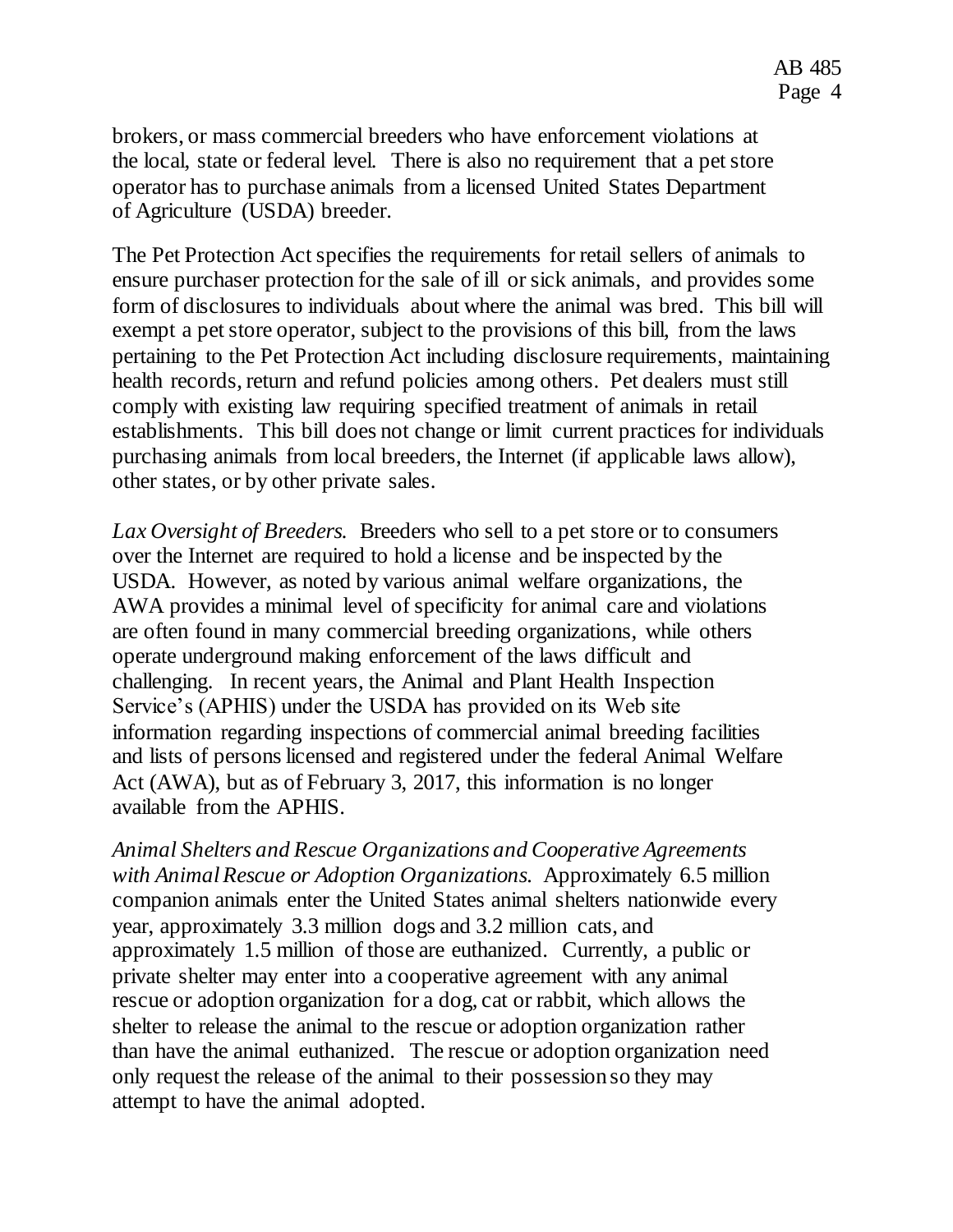brokers, or mass commercial breeders who have enforcement violations at the local, state or federal level. There is also no requirement that a pet store operator has to purchase animals from a licensed United States Department of Agriculture (USDA) breeder.

The Pet Protection Act specifies the requirements for retail sellers of animals to ensure purchaser protection for the sale of ill or sick animals, and provides some form of disclosures to individuals about where the animal was bred. This bill will exempt a pet store operator, subject to the provisions of this bill, from the laws pertaining to the Pet Protection Act including disclosure requirements, maintaining health records, return and refund policies among others. Pet dealers must still comply with existing law requiring specified treatment of animals in retail establishments. This bill does not change or limit current practices for individuals purchasing animals from local breeders, the Internet (if applicable laws allow), other states, or by other private sales.

*Lax Oversight of Breeders.* Breeders who sell to a pet store or to consumers over the Internet are required to hold a license and be inspected by the USDA. However, as noted by various animal welfare organizations, the AWA provides a minimal level of specificity for animal care and violations are often found in many commercial breeding organizations, while others operate underground making enforcement of the laws difficult and challenging. In recent years, the Animal and Plant Health Inspection Service's (APHIS) under the USDA has provided on its Web site information regarding inspections of commercial animal breeding facilities and lists of persons licensed and registered under the federal Animal Welfare Act (AWA), but as of February 3, 2017, this information is no longer available from the APHIS.

*Animal Shelters and Rescue Organizations and Cooperative Agreements with Animal Rescue or Adoption Organizations.* Approximately 6.5 million companion animals enter the United States animal shelters nationwide every year, approximately 3.3 million dogs and 3.2 million cats, and approximately 1.5 million of those are euthanized. Currently, a public or private shelter may enter into a cooperative agreement with any animal rescue or adoption organization for a dog, cat or rabbit, which allows the shelter to release the animal to the rescue or adoption organization rather than have the animal euthanized. The rescue or adoption organization need only request the release of the animal to their possession so they may attempt to have the animal adopted.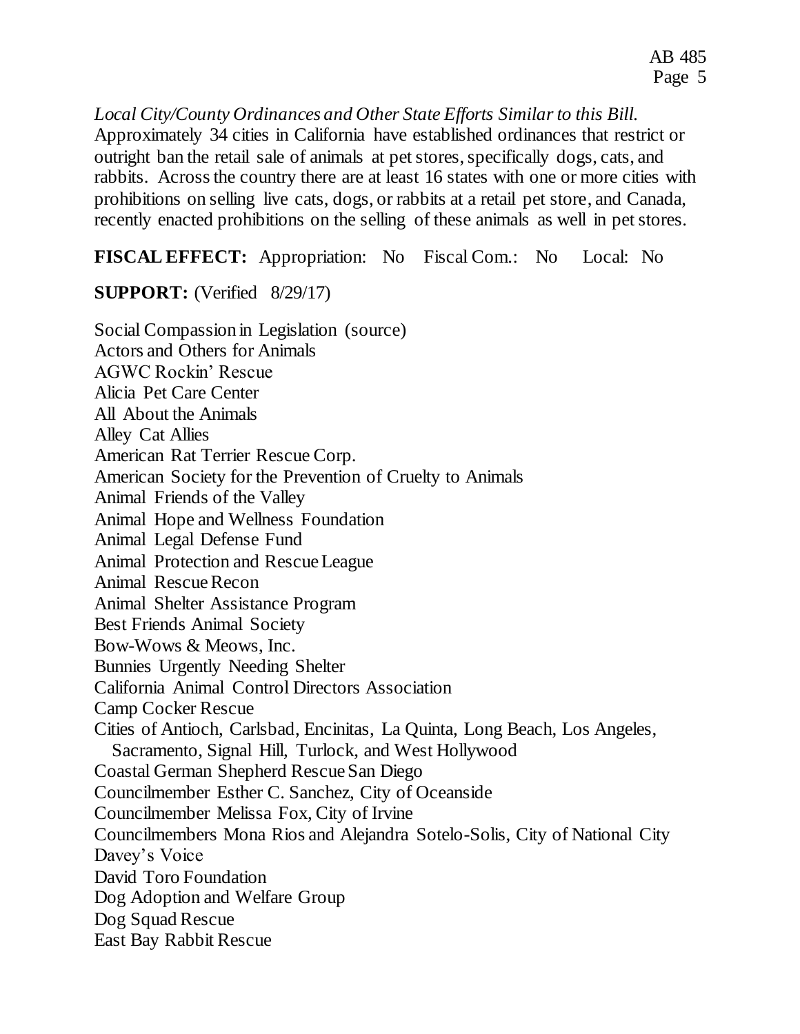*Local City/County Ordinances and Other State Efforts Similar to this Bill.* Approximately 34 cities in California have established ordinances that restrict or outright ban the retail sale of animals at pet stores, specifically dogs, cats, and rabbits. Across the country there are at least 16 states with one or more cities with prohibitions on selling live cats, dogs, or rabbits at a retail pet store, and Canada, recently enacted prohibitions on the selling of these animals as well in pet stores.

**FISCAL EFFECT:** Appropriation: No Fiscal Com.: No Local: No

**SUPPORT:** (Verified 8/29/17)

Social Compassion in Legislation (source)
Actors and Others for Animals
AGWC Rockin' Rescue
Alicia Pet Care Center
All About the Animals
Alley Cat Allies
American Rat Terrier Rescue Corp.
American Society for the Prevention of Cruelty to Animals
Animal Friends of the Valley
Animal Hope and Wellness Foundation
Animal Legal Defense Fund
Animal Protection and Rescue League
Animal Rescue Recon
Animal Shelter Assistance Program
Best Friends Animal Society
Bow-Wows & Meows, Inc.
Bunnies Urgently Needing Shelter
California Animal Control Directors Association
Camp Cocker Rescue
Cities of Antioch, Carlsbad, Encinitas, La Quinta, Long Beach, Los Angeles, Sacramento, Signal Hill, Turlock, and West Hollywood
Coastal German Shepherd Rescue San Diego
Councilmember Esther C. Sanchez, City of Oceanside
Councilmember Melissa Fox, City of Irvine
Councilmembers Mona Rios and Alejandra Sotelo-Solis, City of National City
Davey's Voice
David Toro Foundation
Dog Adoption and Welfare Group
Dog Squad Rescue
East Bay Rabbit Rescue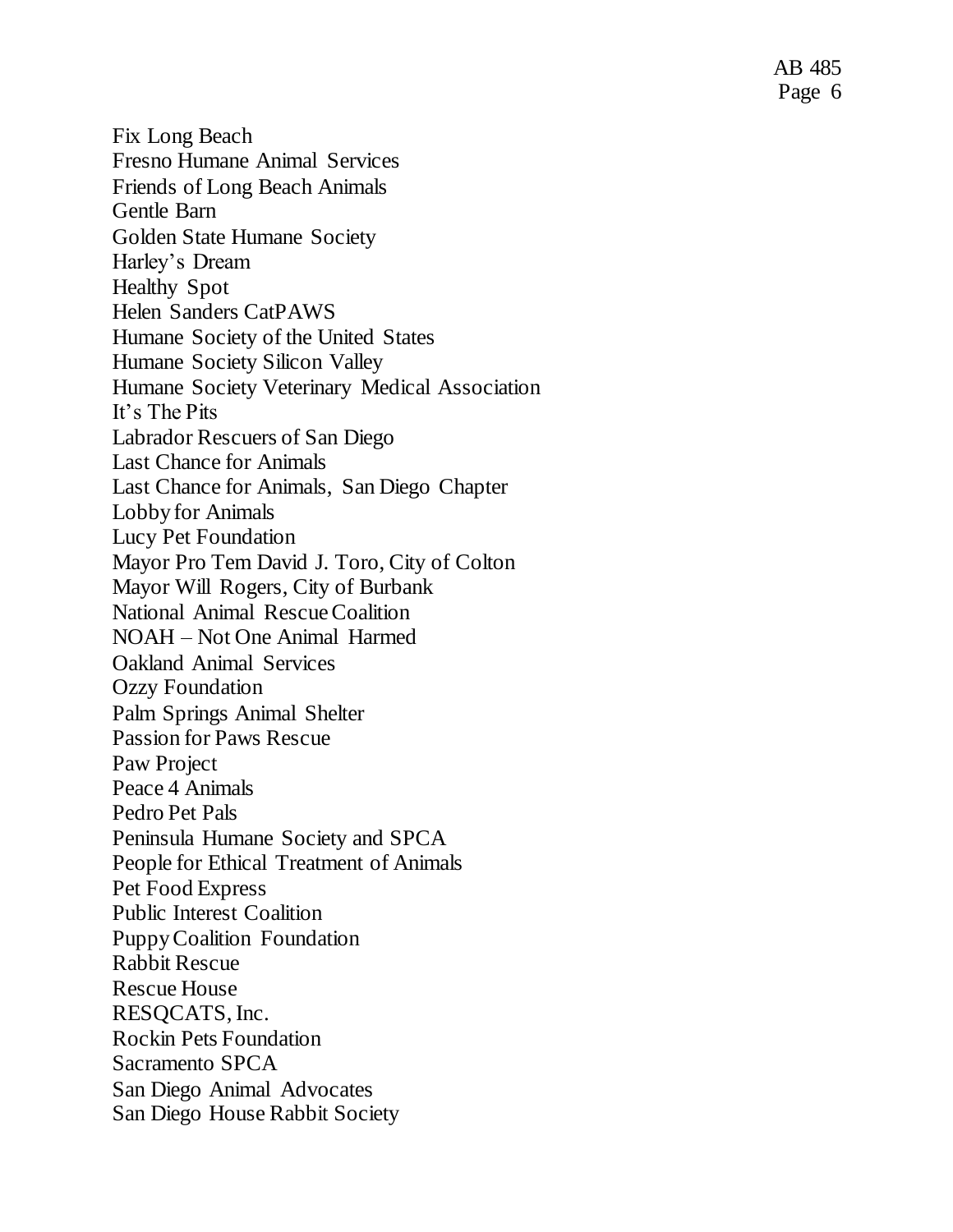Fix Long Beach
Fresno Humane Animal Services
Friends of Long Beach Animals
Gentle Barn
Golden State Humane Society
Harley's Dream
Healthy Spot
Helen Sanders CatPAWS
Humane Society of the United States
Humane Society Silicon Valley
Humane Society Veterinary Medical Association
It's The Pits
Labrador Rescuers of San Diego
Last Chance for Animals
Last Chance for Animals, San Diego Chapter
Lobby for Animals
Lucy Pet Foundation
Mayor Pro Tem David J. Toro, City of Colton
Mayor Will Rogers, City of Burbank
National Animal Rescue Coalition
NOAH – Not One Animal Harmed
Oakland Animal Services
Ozzy Foundation
Palm Springs Animal Shelter
Passion for Paws Rescue
Paw Project
Peace 4 Animals
Pedro Pet Pals
Peninsula Humane Society and SPCA
People for Ethical Treatment of Animals
Pet Food Express
Public Interest Coalition
Puppy Coalition Foundation
Rabbit Rescue
Rescue House
RESQCATS, Inc.
Rockin Pets Foundation
Sacramento SPCA
San Diego Animal Advocates
San Diego House Rabbit Society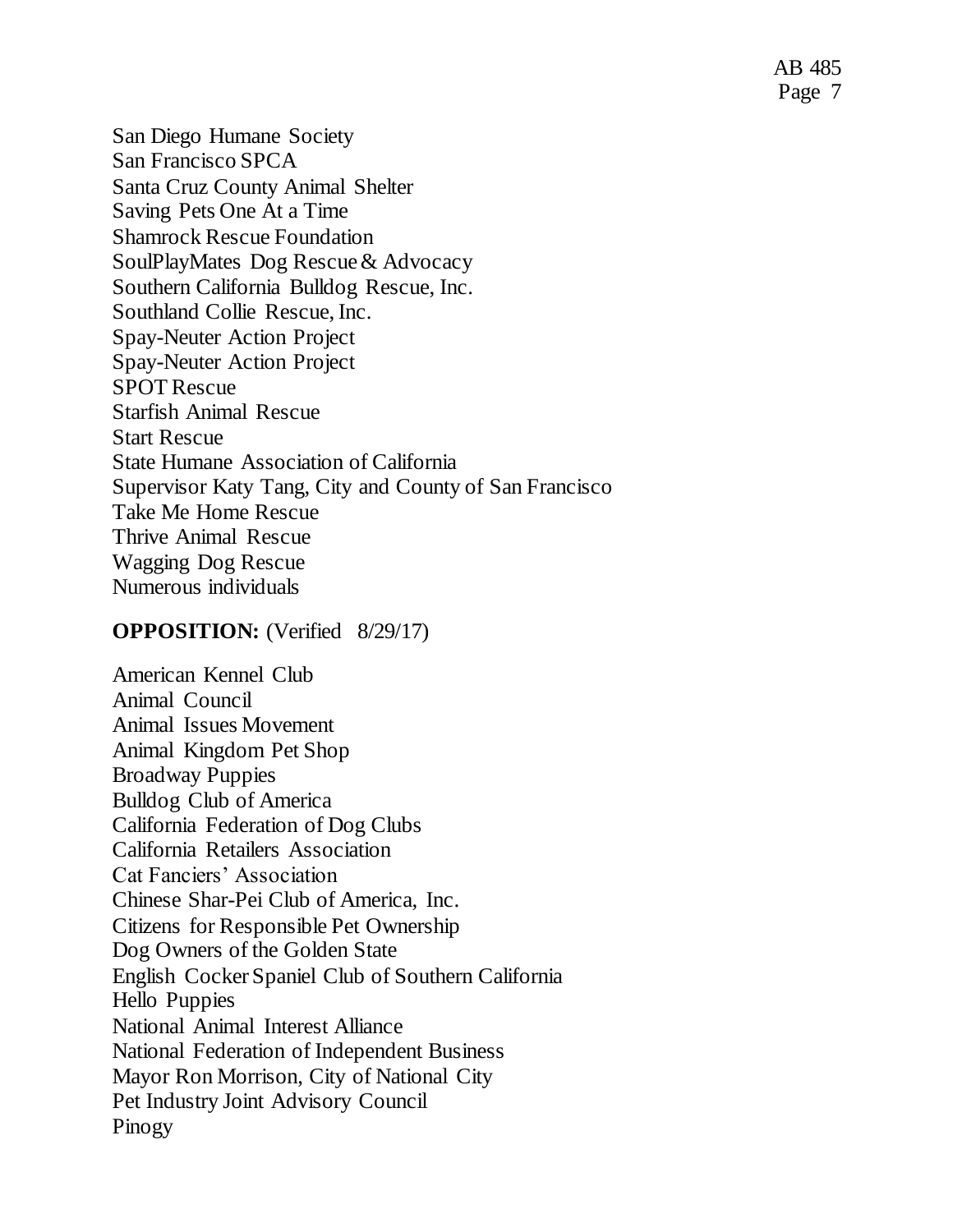San Diego Humane Society
San Francisco SPCA
Santa Cruz County Animal Shelter
Saving Pets One At a Time
Shamrock Rescue Foundation
SoulPlayMates Dog Rescue & Advocacy
Southern California Bulldog Rescue, Inc.
Southland Collie Rescue, Inc.
Spay-Neuter Action Project
Spay-Neuter Action Project
SPOT Rescue
Starfish Animal Rescue
Start Rescue
State Humane Association of California
Supervisor Katy Tang, City and County of San Francisco
Take Me Home Rescue
Thrive Animal Rescue
Wagging Dog Rescue
Numerous individuals

**OPPOSITION:** (Verified 8/29/17)

American Kennel Club
Animal Council
Animal Issues Movement
Animal Kingdom Pet Shop
Broadway Puppies
Bulldog Club of America
California Federation of Dog Clubs
California Retailers Association
Cat Fanciers' Association
Chinese Shar-Pei Club of America, Inc.
Citizens for Responsible Pet Ownership
Dog Owners of the Golden State
English Cocker Spaniel Club of Southern California
Hello Puppies
National Animal Interest Alliance
National Federation of Independent Business
Mayor Ron Morrison, City of National City
Pet Industry Joint Advisory Council
Pinogy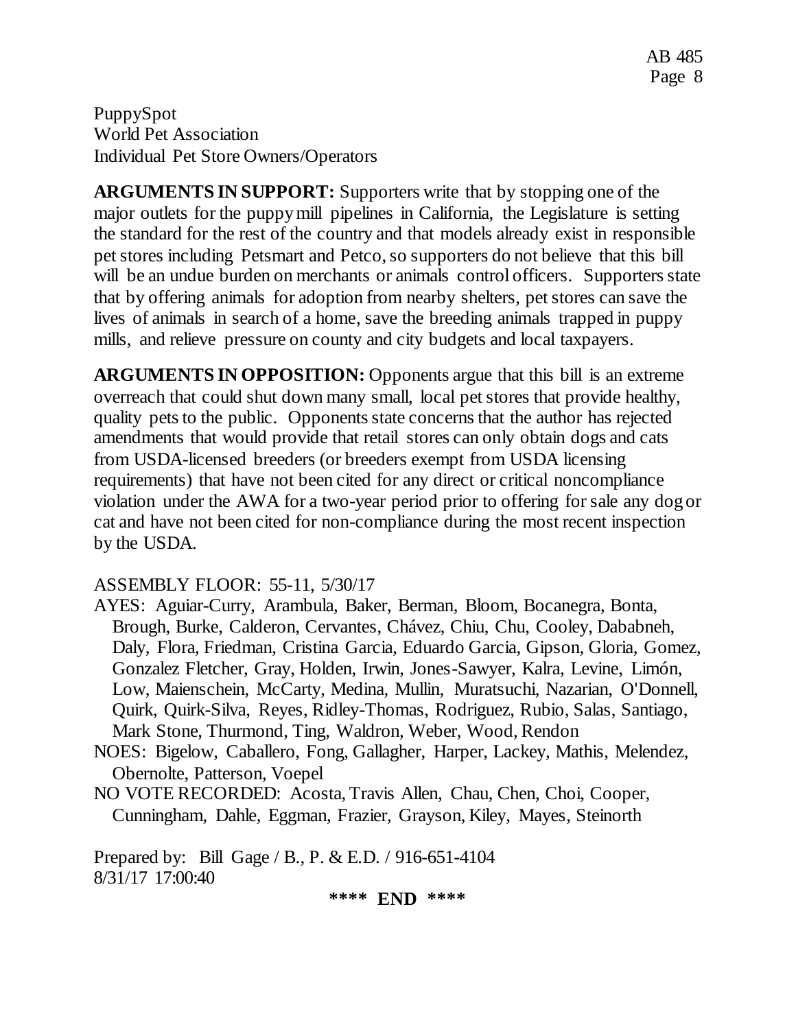PuppySpot
World Pet Association
Individual Pet Store Owners/Operators

**ARGUMENTS IN SUPPORT:** Supporters write that by stopping one of the major outlets for the puppy mill pipelines in California, the Legislature is setting the standard for the rest of the country and that models already exist in responsible pet stores including Petsmart and Petco, so supporters do not believe that this bill will be an undue burden on merchants or animals control officers. Supporters state that by offering animals for adoption from nearby shelters, pet stores can save the lives of animals in search of a home, save the breeding animals trapped in puppy mills, and relieve pressure on county and city budgets and local taxpayers.

**ARGUMENTS IN OPPOSITION:** Opponents argue that this bill is an extreme overreach that could shut down many small, local pet stores that provide healthy, quality pets to the public. Opponents state concerns that the author has rejected amendments that would provide that retail stores can only obtain dogs and cats from USDA-licensed breeders (or breeders exempt from USDA licensing requirements) that have not been cited for any direct or critical noncompliance violation under the AWA for a two-year period prior to offering for sale any dog or cat and have not been cited for non-compliance during the most recent inspection by the USDA.

ASSEMBLY FLOOR: 55-11, 5/30/17

AYES: Aguiar-Curry, Arambula, Baker, Berman, Bloom, Bocanegra, Bonta, Brough, Burke, Calderon, Cervantes, Chávez, Chiu, Chu, Cooley, Dababneh, Daly, Flora, Friedman, Cristina Garcia, Eduardo Garcia, Gipson, Gloria, Gomez, Gonzalez Fletcher, Gray, Holden, Irwin, Jones-Sawyer, Kalra, Levine, Limón, Low, Maienschein, McCarty, Medina, Mullin, Muratsuchi, Nazarian, O'Donnell, Quirk, Quirk-Silva, Reyes, Ridley-Thomas, Rodriguez, Rubio, Salas, Santiago, Mark Stone, Thurmond, Ting, Waldron, Weber, Wood, Rendon

NOES: Bigelow, Caballero, Fong, Gallagher, Harper, Lackey, Mathis, Melendez, Obernolte, Patterson, Voepel

NO VOTE RECORDED: Acosta, Travis Allen, Chau, Chen, Choi, Cooper, Cunningham, Dahle, Eggman, Frazier, Grayson, Kiley, Mayes, Steinorth

Prepared by: Bill Gage / B., P. & E.D. / 916-651-4104
8/31/17 17:00:40

**\*\*\*\* END \*\*\*\***